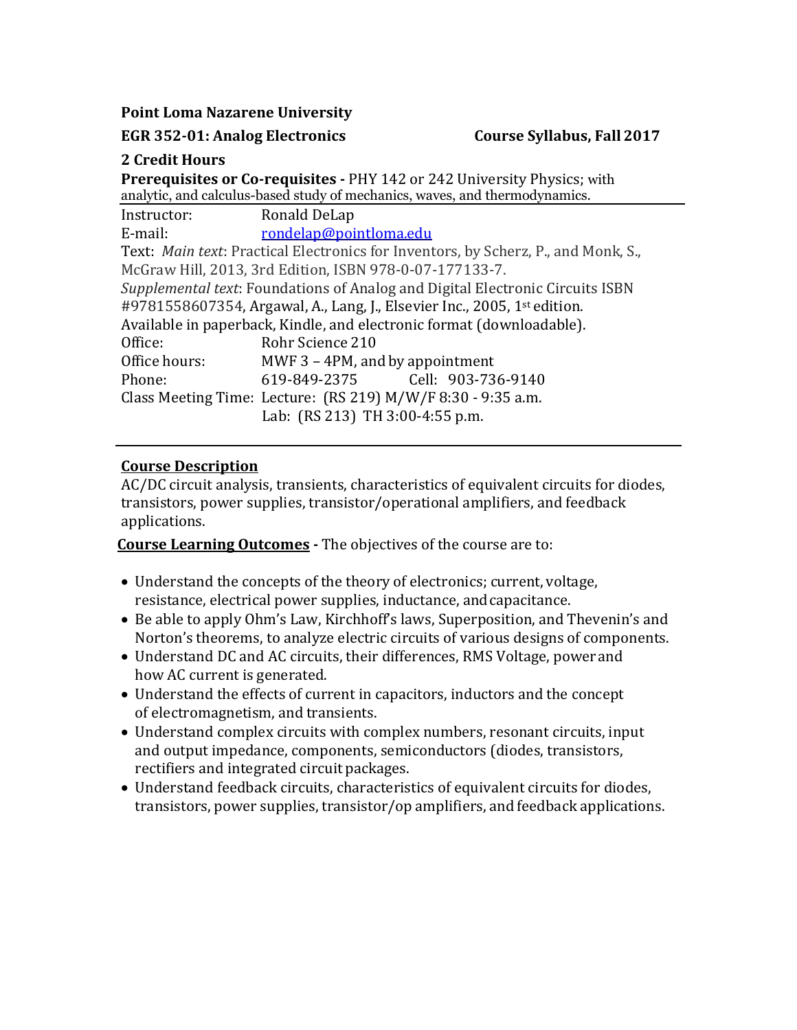**Point Loma Nazarene University**

**EGR 352-01: Analog Electronics** **Course Syllabus, Fall 2017**

**2 Credit Hours**

**Prerequisites or Co-requisites -** PHY 142 or 242 University Physics; with analytic, and calculus-based study of mechanics, waves, and thermodynamics.

Instructor: Ronald DeLap
E-mail: [rondelap@pointloma.edu](mailto:rondelap@pointloma.edu)
Text: *Main text*: Practical Electronics for Inventors, by Scherz, P., and Monk, S., McGraw Hill, 2013, 3rd Edition, ISBN 978-0-07-177133-7.
*Supplemental text*: Foundations of Analog and Digital Electronic Circuits ISBN #9781558607354, Argawal, A., Lang, J., Elsevier Inc., 2005, 1st edition. Available in paperback, Kindle, and electronic format (downloadable).
Office: Rohr Science 210
Office hours: MWF 3 – 4PM, and by appointment
Phone: 619-849-2375 Cell: 903-736-9140
Class Meeting Time: Lecture: (RS 219) M/W/F 8:30 - 9:35 a.m.
Lab: (RS 213) TH 3:00-4:55 p.m.

## Course Description

AC/DC circuit analysis, transients, characteristics of equivalent circuits for diodes, transistors, power supplies, transistor/operational amplifiers, and feedback applications.

**Course Learning Outcomes -** The objectives of the course are to:

- Understand the concepts of the theory of electronics; current, voltage, resistance, electrical power supplies, inductance, and capacitance.
- Be able to apply Ohm's Law, Kirchhoff's laws, Superposition, and Thevenin's and Norton's theorems, to analyze electric circuits of various designs of components.
- Understand DC and AC circuits, their differences, RMS Voltage, power and how AC current is generated.
- Understand the effects of current in capacitors, inductors and the concept of electromagnetism, and transients.
- Understand complex circuits with complex numbers, resonant circuits, input and output impedance, components, semiconductors (diodes, transistors, rectifiers and integrated circuit packages.
- Understand feedback circuits, characteristics of equivalent circuits for diodes, transistors, power supplies, transistor/op amplifiers, and feedback applications.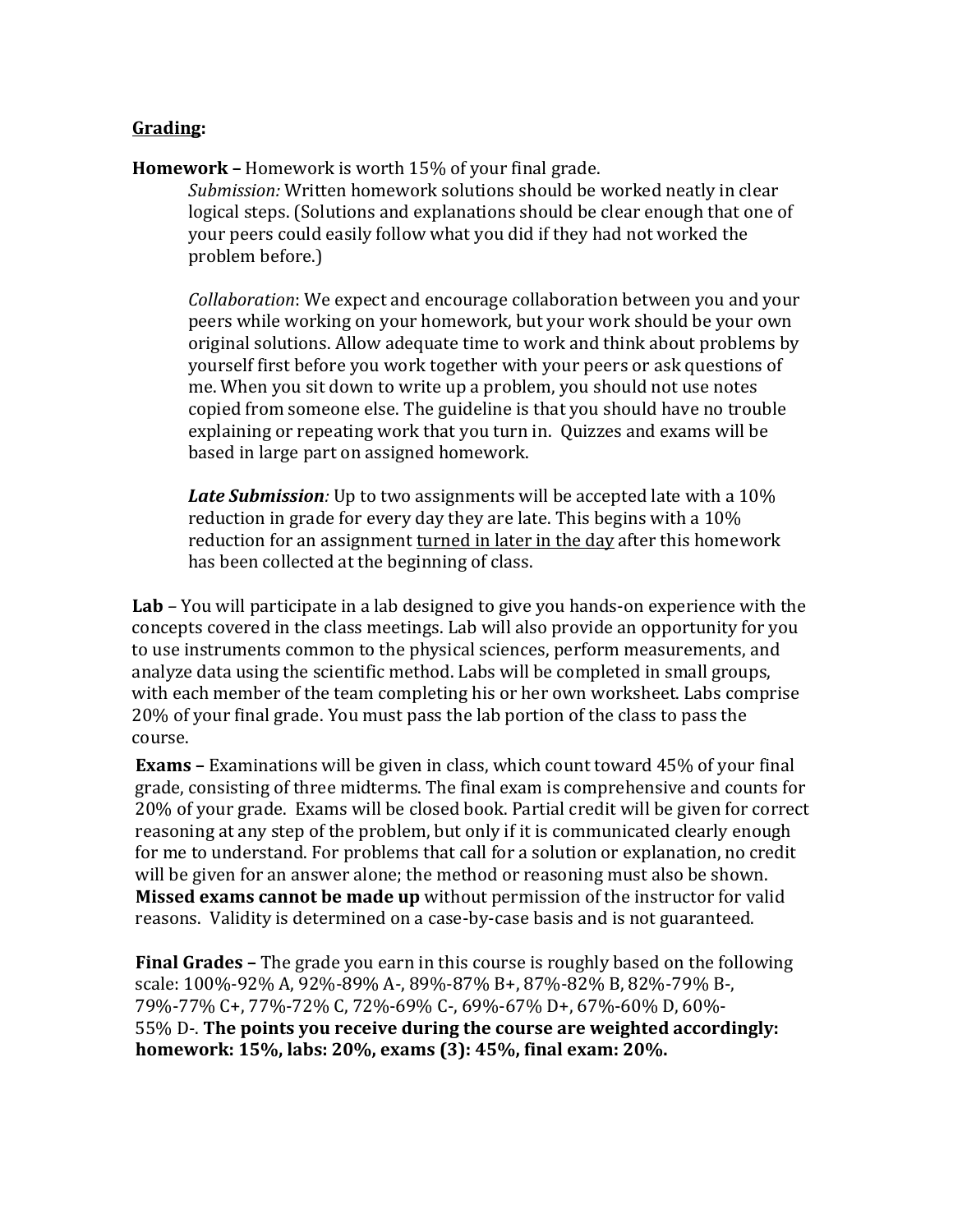**<u>Grading</u>:**

**Homework –** Homework is worth 15% of your final grade.

> *Submission:* Written homework solutions should be worked neatly in clear logical steps. (Solutions and explanations should be clear enough that one of your peers could easily follow what you did if they had not worked the problem before.)
>
> *Collaboration*: We expect and encourage collaboration between you and your peers while working on your homework, but your work should be your own original solutions. Allow adequate time to work and think about problems by yourself first before you work together with your peers or ask questions of me. When you sit down to write up a problem, you should not use notes copied from someone else. The guideline is that you should have no trouble explaining or repeating work that you turn in. Quizzes and exams will be based in large part on assigned homework.
>
> ***Late Submission**:* Up to two assignments will be accepted late with a 10% reduction in grade for every day they are late. This begins with a 10% reduction for an assignment <u>turned in later in the day</u> after this homework has been collected at the beginning of class.

**Lab** – You will participate in a lab designed to give you hands-on experience with the concepts covered in the class meetings. Lab will also provide an opportunity for you to use instruments common to the physical sciences, perform measurements, and analyze data using the scientific method. Labs will be completed in small groups, with each member of the team completing his or her own worksheet. Labs comprise 20% of your final grade. You must pass the lab portion of the class to pass the course.

**Exams –** Examinations will be given in class, which count toward 45% of your final grade, consisting of three midterms. The final exam is comprehensive and counts for 20% of your grade. Exams will be closed book. Partial credit will be given for correct reasoning at any step of the problem, but only if it is communicated clearly enough for me to understand. For problems that call for a solution or explanation, no credit will be given for an answer alone; the method or reasoning must also be shown. **Missed exams cannot be made up** without permission of the instructor for valid reasons. Validity is determined on a case-by-case basis and is not guaranteed.

**Final Grades –** The grade you earn in this course is roughly based on the following scale: 100%-92% A, 92%-89% A-, 89%-87% B+, 87%-82% B, 82%-79% B-, 79%-77% C+, 77%-72% C, 72%-69% C-, 69%-67% D+, 67%-60% D, 60%-55% D-. **The points you receive during the course are weighted accordingly: homework: 15%, labs: 20%, exams (3): 45%, final exam: 20%.**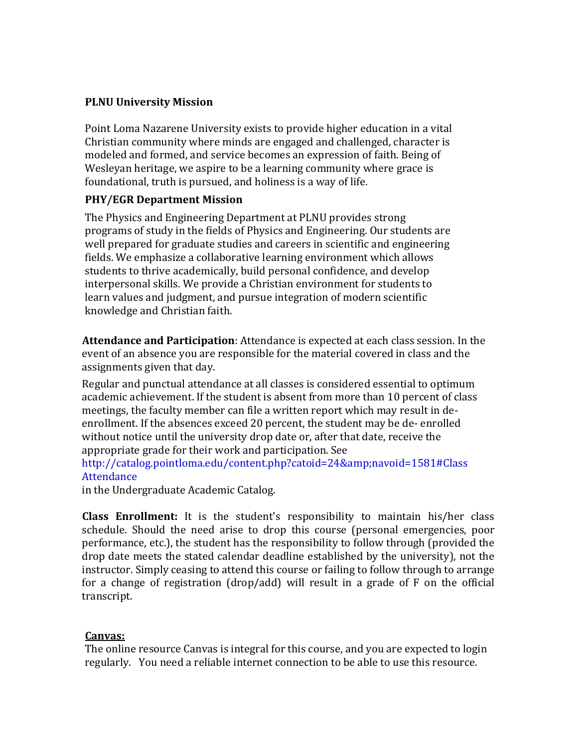**PLNU University Mission**

Point Loma Nazarene University exists to provide higher education in a vital Christian community where minds are engaged and challenged, character is modeled and formed, and service becomes an expression of faith. Being of Wesleyan heritage, we aspire to be a learning community where grace is foundational, truth is pursued, and holiness is a way of life.

**PHY/EGR Department Mission**

The Physics and Engineering Department at PLNU provides strong programs of study in the fields of Physics and Engineering. Our students are well prepared for graduate studies and careers in scientific and engineering fields. We emphasize a collaborative learning environment which allows students to thrive academically, build personal confidence, and develop interpersonal skills. We provide a Christian environment for students to learn values and judgment, and pursue integration of modern scientific knowledge and Christian faith.

**Attendance and Participation**: Attendance is expected at each class session. In the event of an absence you are responsible for the material covered in class and the assignments given that day.

Regular and punctual attendance at all classes is considered essential to optimum academic achievement. If the student is absent from more than 10 percent of class meetings, the faculty member can file a written report which may result in de-enrollment. If the absences exceed 20 percent, the student may be de- enrolled without notice until the university drop date or, after that date, receive the appropriate grade for their work and participation. See http://catalog.pointloma.edu/content.php?catoid=24&amp;navoid=1581#Class Attendance in the Undergraduate Academic Catalog.

**Class Enrollment:** It is the student's responsibility to maintain his/her class schedule. Should the need arise to drop this course (personal emergencies, poor performance, etc.), the student has the responsibility to follow through (provided the drop date meets the stated calendar deadline established by the university), not the instructor. Simply ceasing to attend this course or failing to follow through to arrange for a change of registration (drop/add) will result in a grade of F on the official transcript.

**Canvas:**

The online resource Canvas is integral for this course, and you are expected to login regularly. You need a reliable internet connection to be able to use this resource.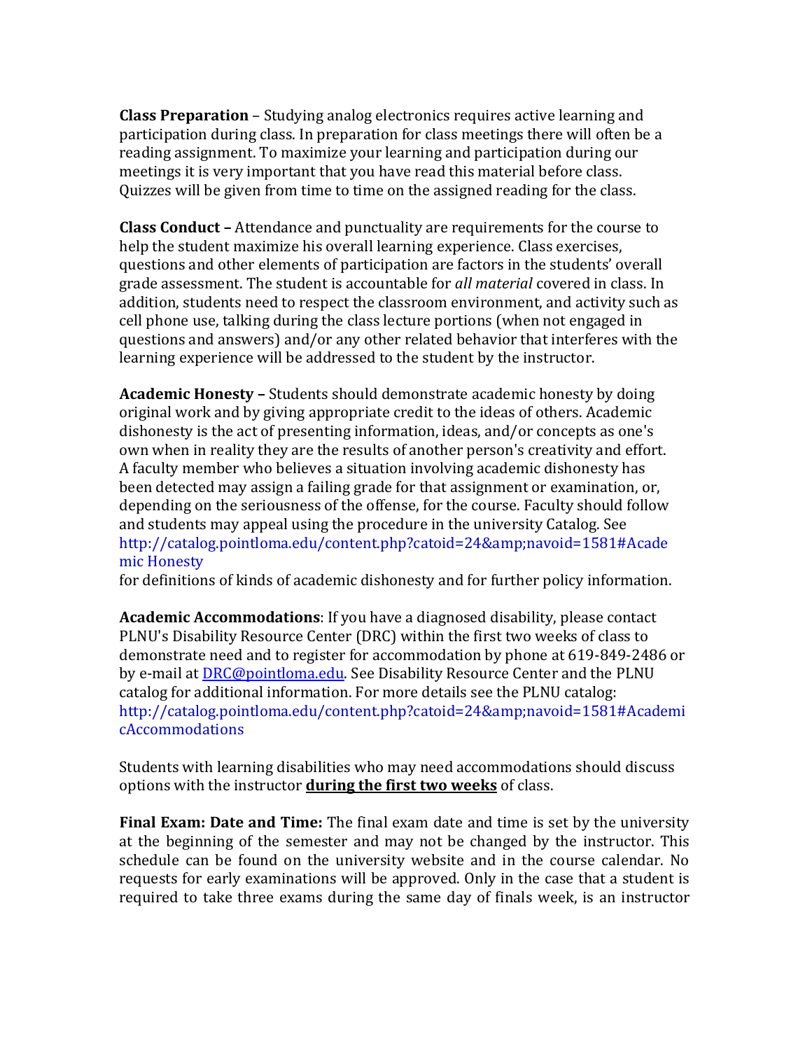**Class Preparation** – Studying analog electronics requires active learning and participation during class. In preparation for class meetings there will often be a reading assignment. To maximize your learning and participation during our meetings it is very important that you have read this material before class. Quizzes will be given from time to time on the assigned reading for the class.

**Class Conduct –** Attendance and punctuality are requirements for the course to help the student maximize his overall learning experience. Class exercises, questions and other elements of participation are factors in the students' overall grade assessment. The student is accountable for *all material* covered in class. In addition, students need to respect the classroom environment, and activity such as cell phone use, talking during the class lecture portions (when not engaged in questions and answers) and/or any other related behavior that interferes with the learning experience will be addressed to the student by the instructor.

**Academic Honesty –** Students should demonstrate academic honesty by doing original work and by giving appropriate credit to the ideas of others. Academic dishonesty is the act of presenting information, ideas, and/or concepts as one's own when in reality they are the results of another person's creativity and effort. A faculty member who believes a situation involving academic dishonesty has been detected may assign a failing grade for that assignment or examination, or, depending on the seriousness of the offense, for the course. Faculty should follow and students may appeal using the procedure in the university Catalog. See http://catalog.pointloma.edu/content.php?catoid=24&amp;navoid=1581#Academic Honesty
for definitions of kinds of academic dishonesty and for further policy information.

**Academic Accommodations**: If you have a diagnosed disability, please contact PLNU's Disability Resource Center (DRC) within the first two weeks of class to demonstrate need and to register for accommodation by phone at 619-849-2486 or by e-mail at DRC@pointloma.edu. See Disability Resource Center and the PLNU catalog for additional information. For more details see the PLNU catalog: http://catalog.pointloma.edu/content.php?catoid=24&amp;navoid=1581#AcademicAccommodations

Students with learning disabilities who may need accommodations should discuss options with the instructor **during the first two weeks** of class.

**Final Exam: Date and Time:** The final exam date and time is set by the university at the beginning of the semester and may not be changed by the instructor. This schedule can be found on the university website and in the course calendar. No requests for early examinations will be approved. Only in the case that a student is required to take three exams during the same day of finals week, is an instructor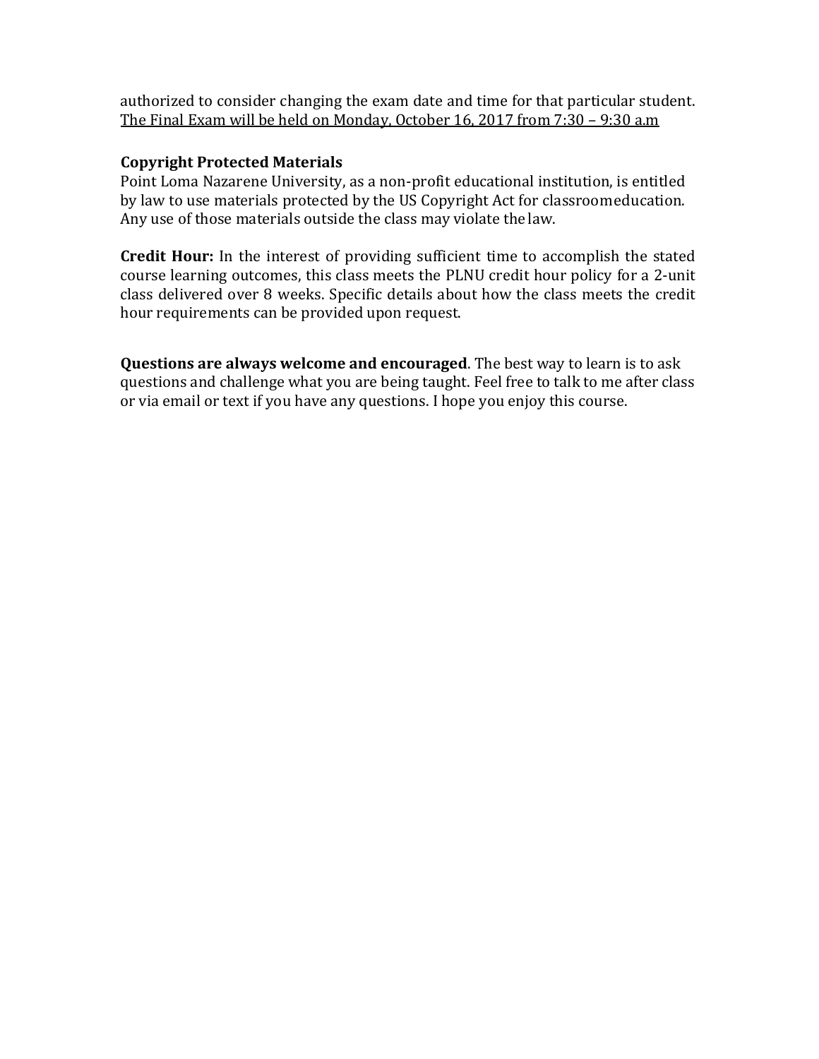authorized to consider changing the exam date and time for that particular student. <u>The Final Exam will be held on Monday, October 16, 2017 from 7:30 – 9:30 a.m</u>

**Copyright Protected Materials**

Point Loma Nazarene University, as a non-profit educational institution, is entitled by law to use materials protected by the US Copyright Act for classroomeducation. Any use of those materials outside the class may violate the law.

**Credit Hour:** In the interest of providing sufficient time to accomplish the stated course learning outcomes, this class meets the PLNU credit hour policy for a 2-unit class delivered over 8 weeks. Specific details about how the class meets the credit hour requirements can be provided upon request.

**Questions are always welcome and encouraged**. The best way to learn is to ask questions and challenge what you are being taught. Feel free to talk to me after class or via email or text if you have any questions. I hope you enjoy this course.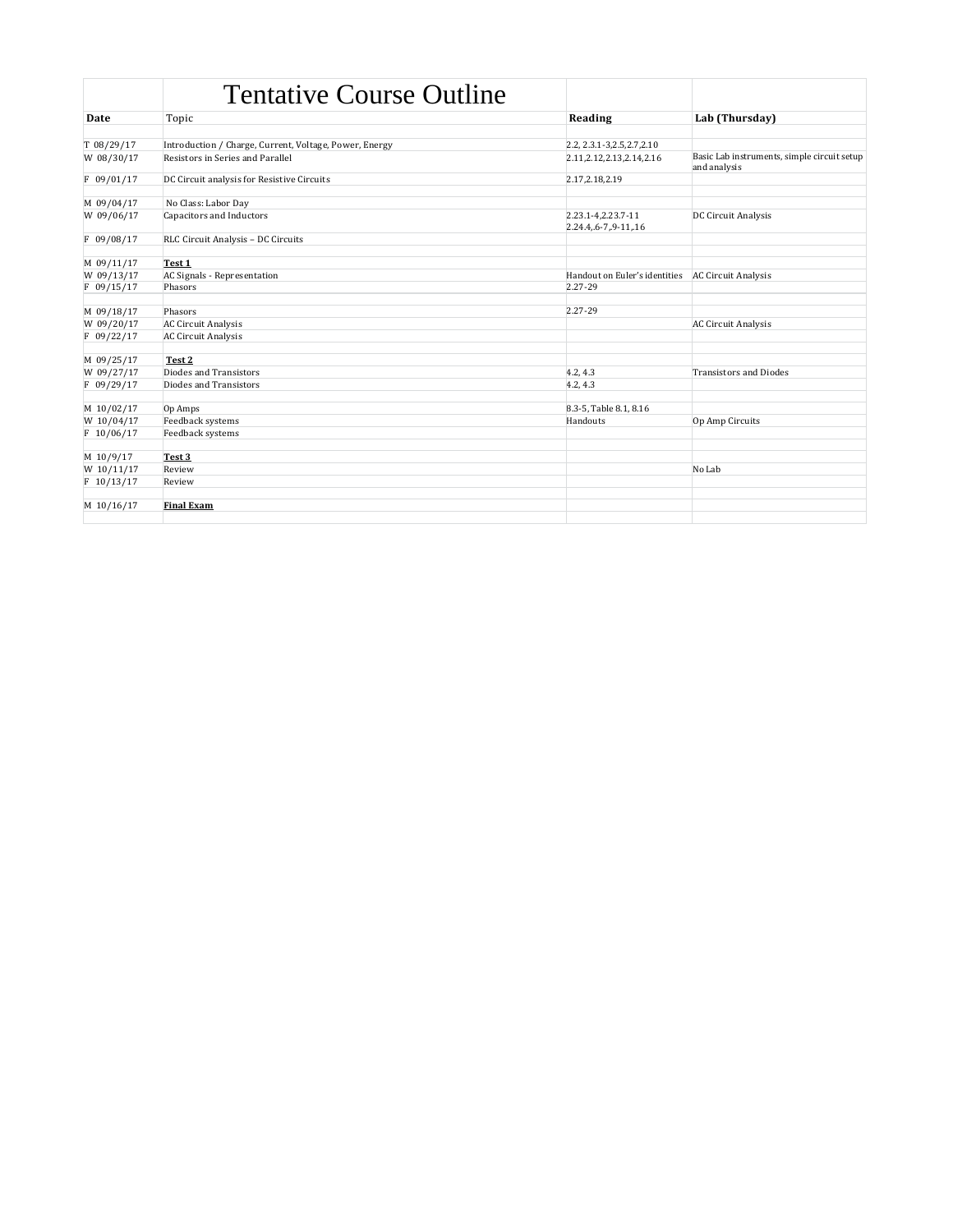# Tentative Course Outline

| Date | Topic | Reading | Lab (Thursday) |
|---|---|---|---|
| T 08/29/17 | Introduction / Charge, Current, Voltage, Power, Energy | 2.2, 2.3.1-3,2.5,2.7,2.10 | |
| W 08/30/17 | Resistors in Series and Parallel | 2.11,2.12,2.13,2.14,2.16 | Basic Lab instruments, simple circuit setup and analysis |
| F 09/01/17 | DC Circuit analysis for Resistive Circuits | 2.17,2.18,2.19 | |
| M 09/04/17 | No Class: Labor Day | | |
| W 09/06/17 | Capacitors and Inductors | 2.23.1-4,2.23.7-11 2.24.4,.6-7,.9-11,.16 | DC Circuit Analysis |
| F 09/08/17 | RLC Circuit Analysis – DC Circuits | | |
| M 09/11/17 | **Test 1** | | |
| W 09/13/17 | AC Signals - Representation | Handout on Euler's identities | AC Circuit Analysis |
| F 09/15/17 | Phasors | 2.27-29 | |
| M 09/18/17 | Phasors | 2.27-29 | |
| W 09/20/17 | AC Circuit Analysis | | AC Circuit Analysis |
| F 09/22/17 | AC Circuit Analysis | | |
| M 09/25/17 | **Test 2** | | |
| W 09/27/17 | Diodes and Transistors | 4.2, 4.3 | Transistors and Diodes |
| F 09/29/17 | Diodes and Transistors | 4.2, 4.3 | |
| M 10/02/17 | Op Amps | 8.3-5, Table 8.1, 8.16 | |
| W 10/04/17 | Feedback systems | Handouts | Op Amp Circuits |
| F 10/06/17 | Feedback systems | | |
| M 10/9/17 | **Test 3** | | |
| W 10/11/17 | Review | | No Lab |
| F 10/13/17 | Review | | |
| M 10/16/17 | **Final Exam** | | |